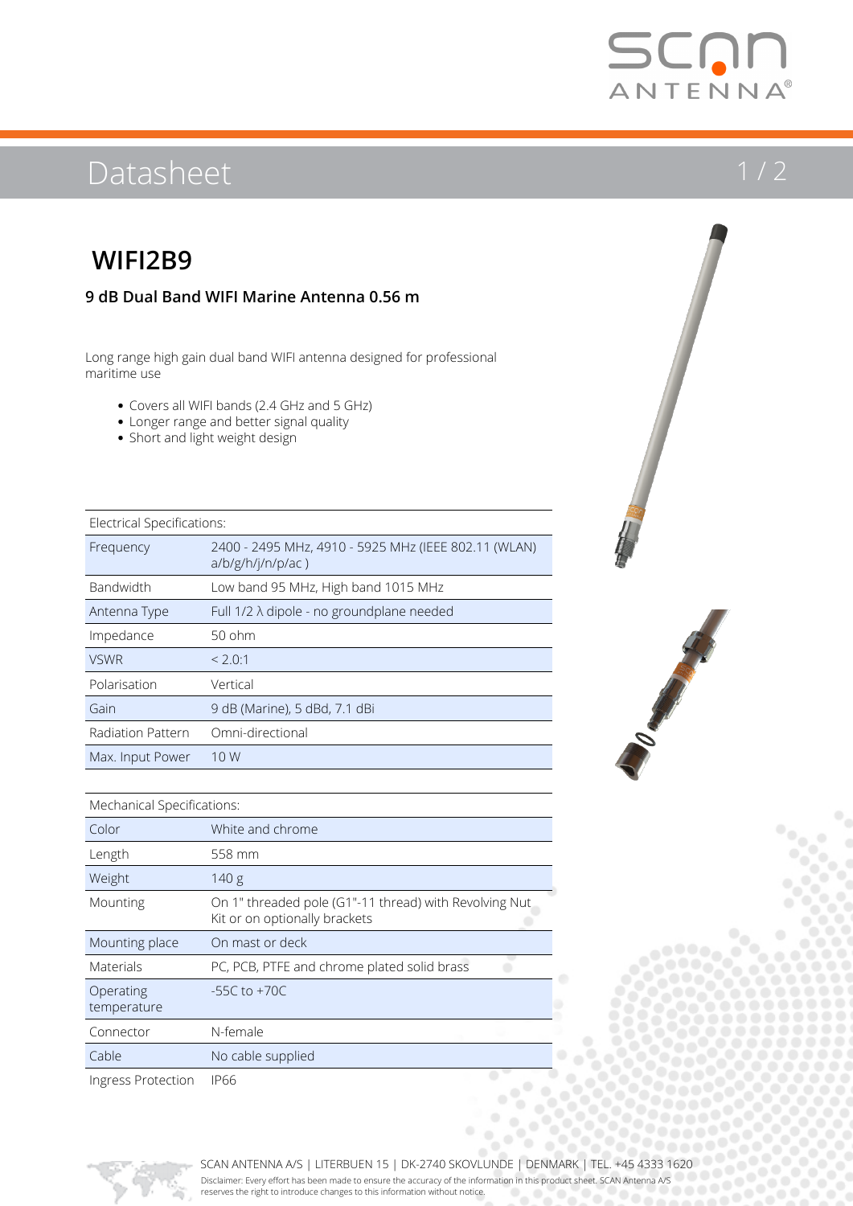# Datasheet

## WIFI2B9

### 9 dB Dual Band WIFI Marine Antenna 0.56 m

Long range high gain dual band WIFI antenna designed for professional maritime use

- Covers all WIFI bands (2.4 GHz and 5 GHz)
- Longer range and better signal quality
- Short and light weight design

| Electrical Specifications: | |
|---|---|
| Frequency | 2400 - 2495 MHz, 4910 - 5925 MHz (IEEE 802.11 (WLAN) a/b/g/h/j/n/p/ac ) |
| Bandwidth | Low band 95 MHz, High band 1015 MHz |
| Antenna Type | Full 1/2 λ dipole - no groundplane needed |
| Impedance | 50 ohm |
| VSWR | < 2.0:1 |
| Polarisation | Vertical |
| Gain | 9 dB (Marine), 5 dBd, 7.1 dBi |
| Radiation Pattern | Omni-directional |
| Max. Input Power | 10 W |

| Mechanical Specifications: | |
|---|---|
| Color | White and chrome |
| Length | 558 mm |
| Weight | 140 g |
| Mounting | On 1" threaded pole (G1"-11 thread) with Revolving Nut Kit or on optionally brackets |
| Mounting place | On mast or deck |
| Materials | PC, PCB, PTFE and chrome plated solid brass |
| Operating temperature | -55C to +70C |
| Connector | N-female |
| Cable | No cable supplied |
| Ingress Protection | IP66 |

SCAN ANTENNA A/S | LITERBUEN 15 | DK-2740 SKOVLUNDE | DENMARK | TEL. +45 4333 1620

Disclaimer: Every effort has been made to ensure the accuracy of the information in this product sheet. SCAN Antenna A/S reserves the right to introduce changes to this information without notice.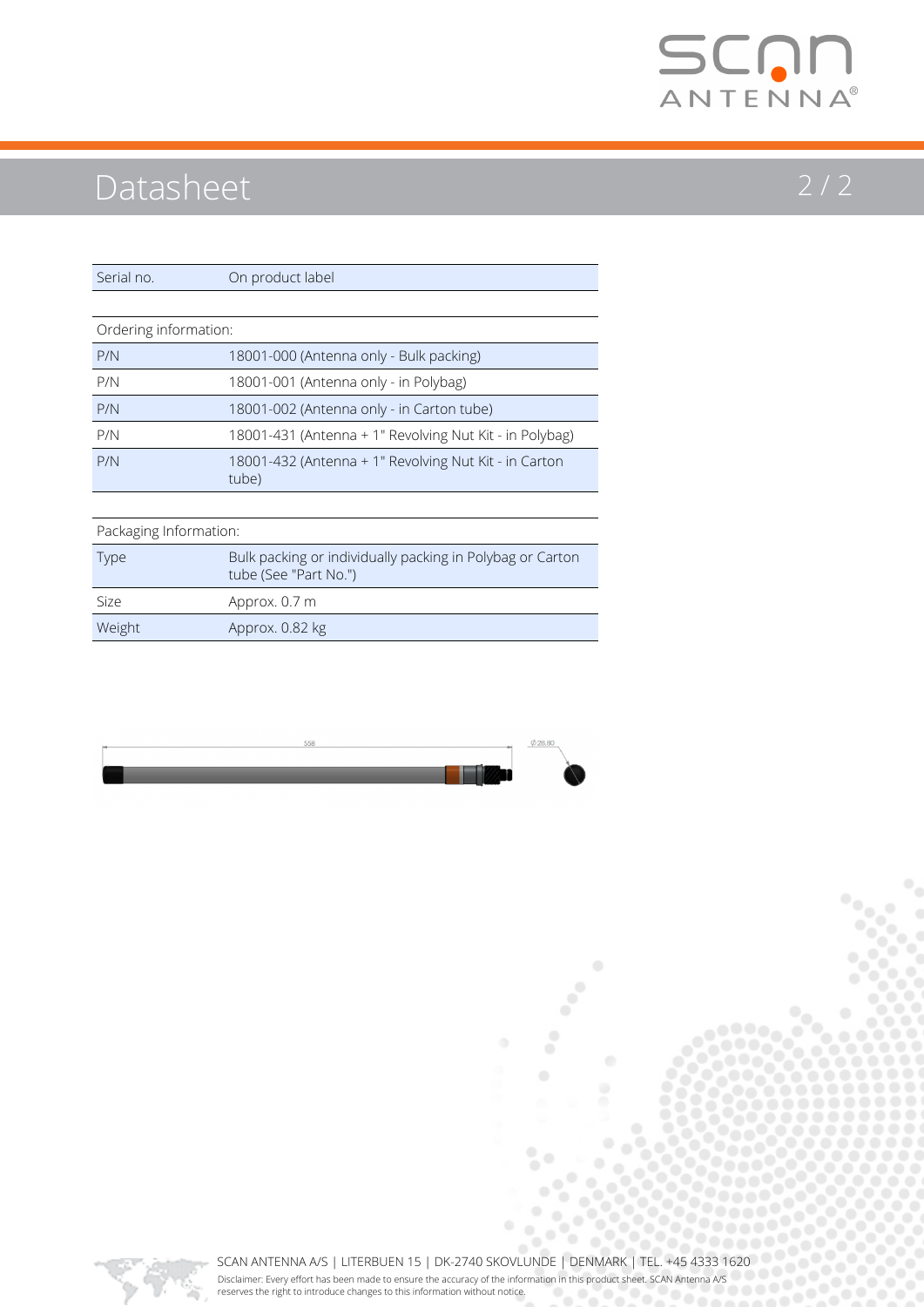| | |
|---|---|
| Serial no. | On product label |

| Ordering information: | |
|---|---|
| P/N | 18001-000 (Antenna only - Bulk packing) |
| P/N | 18001-001 (Antenna only - in Polybag) |
| P/N | 18001-002 (Antenna only - in Carton tube) |
| P/N | 18001-431 (Antenna + 1" Revolving Nut Kit - in Polybag) |
| P/N | 18001-432 (Antenna + 1" Revolving Nut Kit - in Carton tube) |

| Packaging Information: | |
|---|---|
| Type | Bulk packing or individually packing in Polybag or Carton tube (See "Part No.") |
| Size | Approx. 0.7 m |
| Weight | Approx. 0.82 kg |

558

Ø 28.80

SCAN ANTENNA A/S | LITERBUEN 15 | DK-2740 SKOVLUNDE | DENMARK | TEL. +45 4333 1620

Disclaimer: Every effort has been made to ensure the accuracy of the information in this product sheet. SCAN Antenna A/S reserves the right to introduce changes to this information without notice.